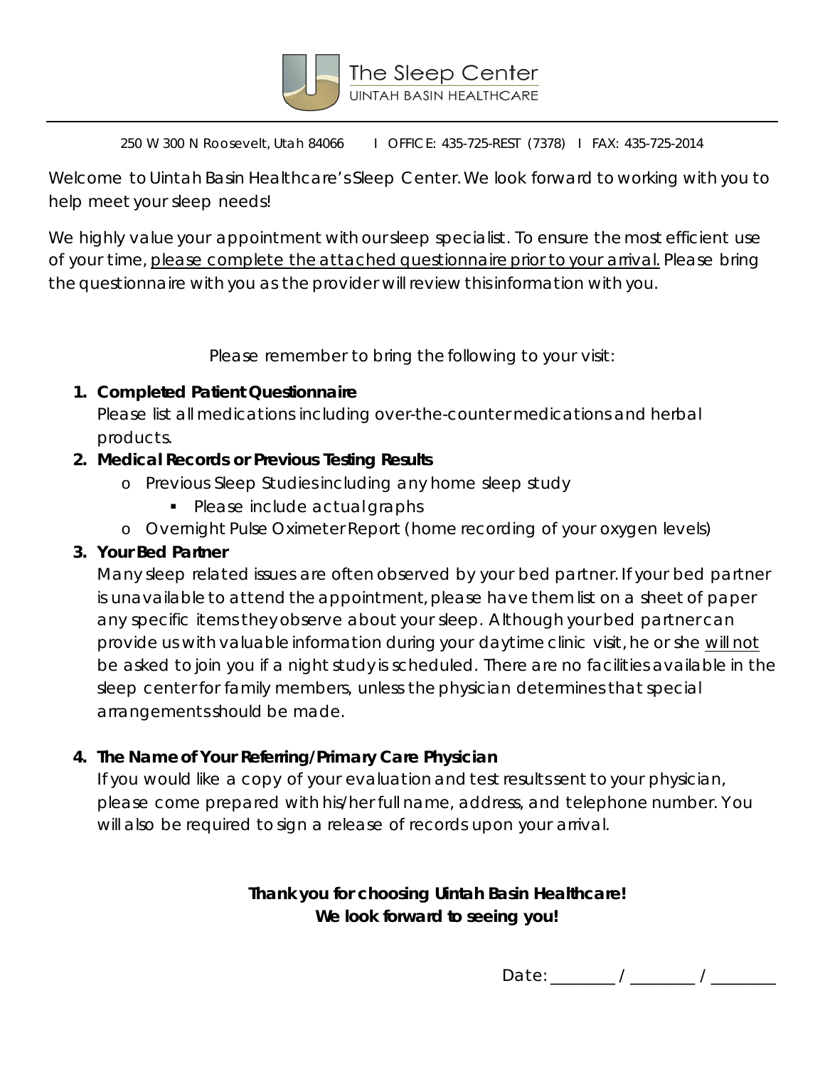# The Sleep Center

UINTAH BASIN HEALTHCARE

250 W 300 N Roosevelt, Utah 84066 | OFFICE: 435-725-REST (7378) | FAX: 435-725-2014

Welcome to Uintah Basin Healthcare's Sleep Center. We look forward to working with you to help meet your sleep needs!

We highly value your appointment with our sleep specialist. To ensure the most efficient use of your time, please complete the attached questionnaire prior to your arrival. Please bring the questionnaire with you as the provider will review this information with you.

Please remember to bring the following to your visit:

1. **Completed Patient Questionnaire**
   Please list all medications including over-the-counter medications and herbal products.
2. **Medical Records or Previous Testing Results**
   - Previous Sleep Studies including any home sleep study
     - Please include actual graphs
   - Overnight Pulse Oximeter Report (home recording of your oxygen levels)
3. **Your Bed Partner**
   Many sleep related issues are often observed by your bed partner. If your bed partner is unavailable to attend the appointment, please have them list on a sheet of paper any specific items they observe about your sleep. Although your bed partner can provide us with valuable information during your daytime clinic visit, he or she will not be asked to join you if a night study is scheduled. There are no facilities available in the sleep center for family members, unless the physician determines that special arrangements should be made.
4. **The Name of Your Referring/Primary Care Physician**
   If you would like a copy of your evaluation and test results sent to your physician, please come prepared with his/her full name, address, and telephone number. You will also be required to sign a release of records upon your arrival.

**Thank you for choosing Uintah Basin Healthcare!**
**We look forward to seeing you!**

Date: ________ / ________ / ________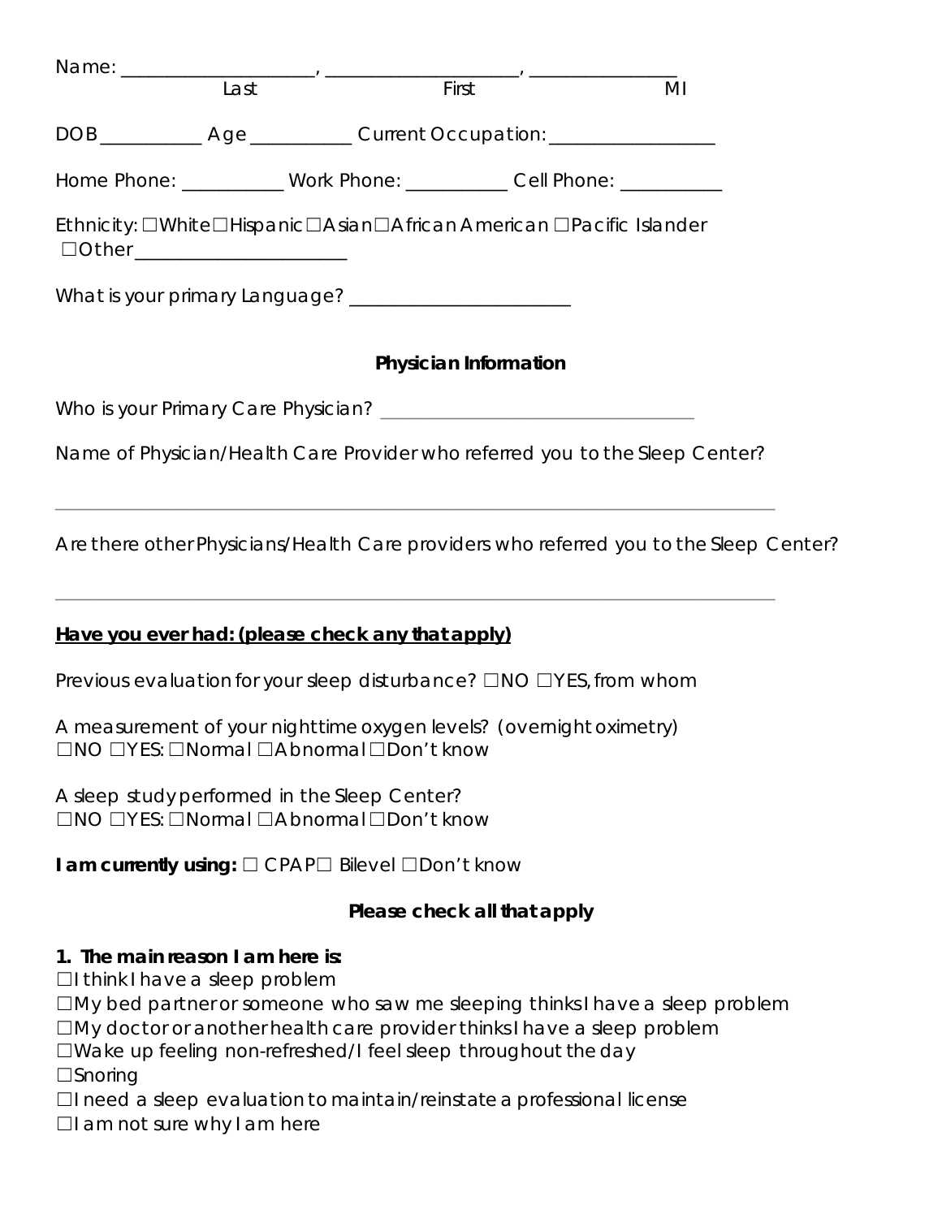Name: \_\_\_\_\_\_\_\_\_\_\_\_\_\_\_\_\_\_\_\_, \_\_\_\_\_\_\_\_\_\_\_\_\_\_\_\_\_\_\_\_, \_\_\_\_\_\_\_\_\_\_\_\_\_\_\_\_
Last First MI

DOB \_\_\_\_\_\_\_\_\_\_ Age \_\_\_\_\_\_\_\_\_\_ Current Occupation: \_\_\_\_\_\_\_\_\_\_\_\_\_\_\_\_\_

Home Phone: \_\_\_\_\_\_\_\_\_\_ Work Phone: \_\_\_\_\_\_\_\_\_\_ Cell Phone: \_\_\_\_\_\_\_\_\_\_

Ethnicity: ☐White☐Hispanic☐Asian☐African American ☐Pacific Islander ☐Other\_\_\_\_\_\_\_\_\_\_\_\_\_\_\_\_\_\_\_\_\_\_

What is your primary Language? \_\_\_\_\_\_\_\_\_\_\_\_\_\_\_\_\_\_\_\_\_\_\_

**Physician Information**

Who is your Primary Care Physician? \_\_\_\_\_\_\_\_\_\_\_\_\_\_\_\_\_\_\_\_\_\_\_\_\_\_\_\_\_\_\_\_

Name of Physician/Health Care Provider who referred you to the Sleep Center?

\_\_\_\_\_\_\_\_\_\_\_\_\_\_\_\_\_\_\_\_\_\_\_\_\_\_\_\_\_\_\_\_\_\_\_\_\_\_\_\_\_\_\_\_\_\_\_\_\_\_\_\_\_\_\_\_\_\_\_\_\_\_\_\_\_\_\_\_\_\_

Are there other Physicians/Health Care providers who referred you to the Sleep Center?

\_\_\_\_\_\_\_\_\_\_\_\_\_\_\_\_\_\_\_\_\_\_\_\_\_\_\_\_\_\_\_\_\_\_\_\_\_\_\_\_\_\_\_\_\_\_\_\_\_\_\_\_\_\_\_\_\_\_\_\_\_\_\_\_\_\_\_\_\_\_

**<u>Have you ever had: (please check any that apply)</u>**

Previous evaluation for your sleep disturbance? ☐NO ☐YES, from whom

A measurement of your nighttime oxygen levels? (overnight oximetry)
☐NO ☐YES: ☐Normal ☐Abnormal ☐Don't know

A sleep study performed in the Sleep Center?
☐NO ☐YES: ☐Normal ☐Abnormal ☐Don't know

**I am currently using:** ☐ CPAP☐ Bilevel ☐Don't know

**Please check all that apply**

**1. The main reason I am here is:**

☐I think I have a sleep problem
☐My bed partner or someone who saw me sleeping thinks I have a sleep problem
☐My doctor or another health care provider thinks I have a sleep problem
☐Wake up feeling non-refreshed/I feel sleep throughout the day
☐Snoring
☐I need a sleep evaluation to maintain/reinstate a professional license
☐I am not sure why I am here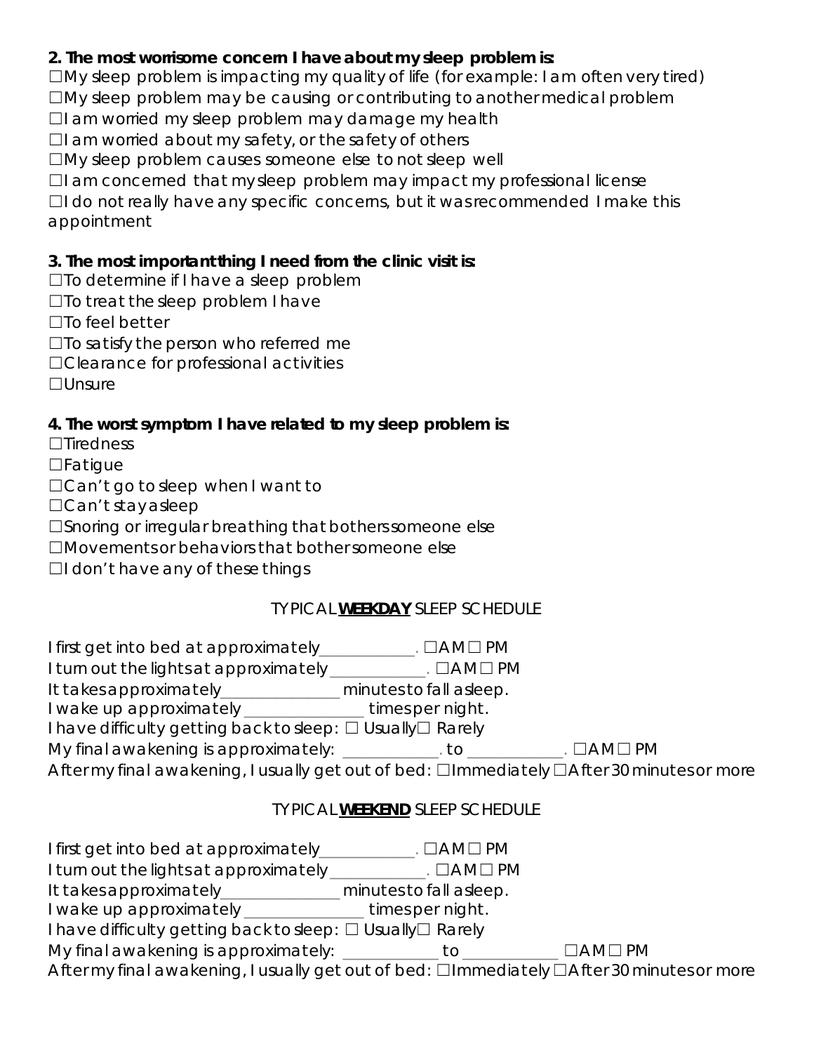**2. The most worrisome concern I have about my sleep problem is:**

☐My sleep problem is impacting my quality of life (for example: I am often very tired)
☐My sleep problem may be causing or contributing to another medical problem
☐I am worried my sleep problem may damage my health
☐I am worried about my safety, or the safety of others
☐My sleep problem causes someone else to not sleep well
☐I am concerned that my sleep problem may impact my professional license
☐I do not really have any specific concerns, but it was recommended I make this appointment

**3. The most important thing I need from the clinic visit is:**

☐To determine if I have a sleep problem
☐To treat the sleep problem I have
☐To feel better
☐To satisfy the person who referred me
☐Clearance for professional activities
☐Unsure

**4. The worst symptom I have related to my sleep problem is:**

☐Tiredness
☐Fatigue
☐Can't go to sleep when I want to
☐Can't stay asleep
☐Snoring or irregular breathing that bothers someone else
☐Movements or behaviors that bother someone else
☐I don't have any of these things

TYPICAL **WEEKDAY** SLEEP SCHEDULE

I first get into bed at approximately___________. ☐AM ☐ PM
I turn out the lights at approximately ___________. ☐AM ☐ PM
It takes approximately_____________ minutes to fall asleep.
I wake up approximately _____________ times per night.
I have difficulty getting back to sleep: ☐ Usually ☐ Rarely
My final awakening is approximately: ___________. to ___________. ☐AM ☐ PM
After my final awakening, I usually get out of bed: ☐Immediately ☐After 30 minutes or more

TYPICAL **WEEKEND** SLEEP SCHEDULE

I first get into bed at approximately___________. ☐AM ☐ PM
I turn out the lights at approximately ___________. ☐AM ☐ PM
It takes approximately_____________ minutes to fall asleep.
I wake up approximately _____________ times per night.
I have difficulty getting back to sleep: ☐ Usually ☐ Rarely
My final awakening is approximately: ___________ to ___________ ☐AM ☐ PM
After my final awakening, I usually get out of bed: ☐Immediately ☐After 30 minutes or more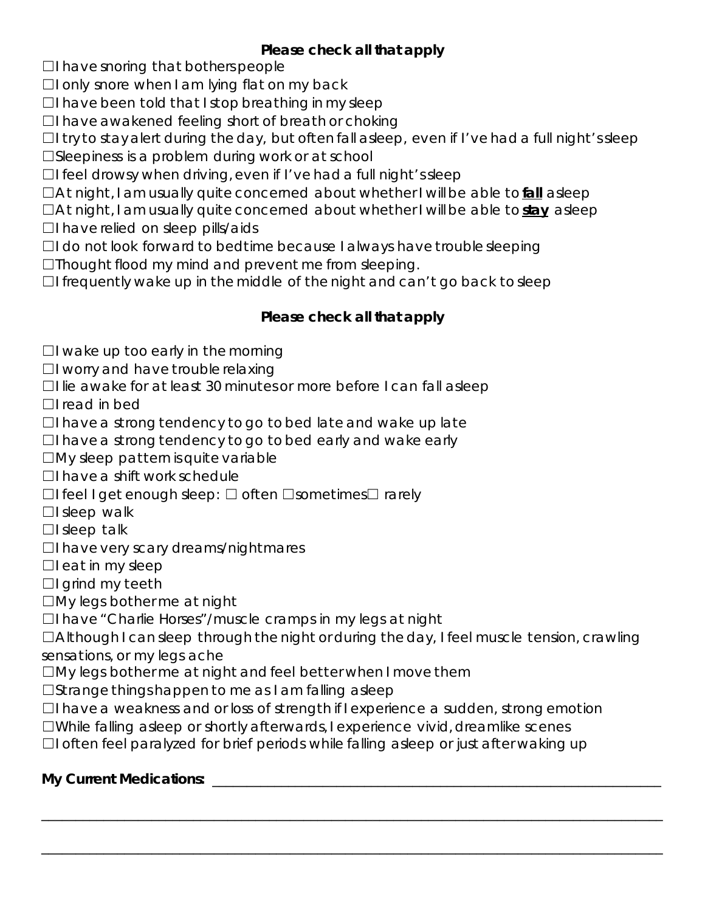**Please check all that apply**

☐I have snoring that bothers people
☐I only snore when I am lying flat on my back
☐I have been told that I stop breathing in my sleep
☐I have awakened feeling short of breath or choking
☐I try to stay alert during the day, but often fall asleep, even if I've had a full night's sleep
☐Sleepiness is a problem during work or at school
☐I feel drowsy when driving, even if I've had a full night's sleep
☐At night, I am usually quite concerned about whether I will be able to **fall** asleep
☐At night, I am usually quite concerned about whether I will be able to **stay** asleep
☐I have relied on sleep pills/aids
☐I do not look forward to bedtime because I always have trouble sleeping
☐Thought flood my mind and prevent me from sleeping.
☐I frequently wake up in the middle of the night and can't go back to sleep

**Please check all that apply**

☐I wake up too early in the morning
☐I worry and have trouble relaxing
☐I lie awake for at least 30 minutes or more before I can fall asleep
☐I read in bed
☐I have a strong tendency to go to bed late and wake up late
☐I have a strong tendency to go to bed early and wake early
☐My sleep pattern is quite variable
☐I have a shift work schedule
☐I feel I get enough sleep: ☐ often ☐sometimes☐ rarely
☐I sleep walk
☐I sleep talk
☐I have very scary dreams/nightmares
☐I eat in my sleep
☐I grind my teeth
☐My legs bother me at night
☐I have "Charlie Horses"/muscle cramps in my legs at night
☐Although I can sleep through the night or during the day, I feel muscle tension, crawling sensations, or my legs ache
☐My legs bother me at night and feel better when I move them
☐Strange things happen to me as I am falling asleep
☐I have a weakness and or loss of strength if I experience a sudden, strong emotion
☐While falling asleep or shortly afterwards, I experience vivid, dreamlike scenes
☐I often feel paralyzed for brief periods while falling asleep or just after waking up

**My Current Medications:** ______________________________________________________________

_____________________________________________________________________________

_____________________________________________________________________________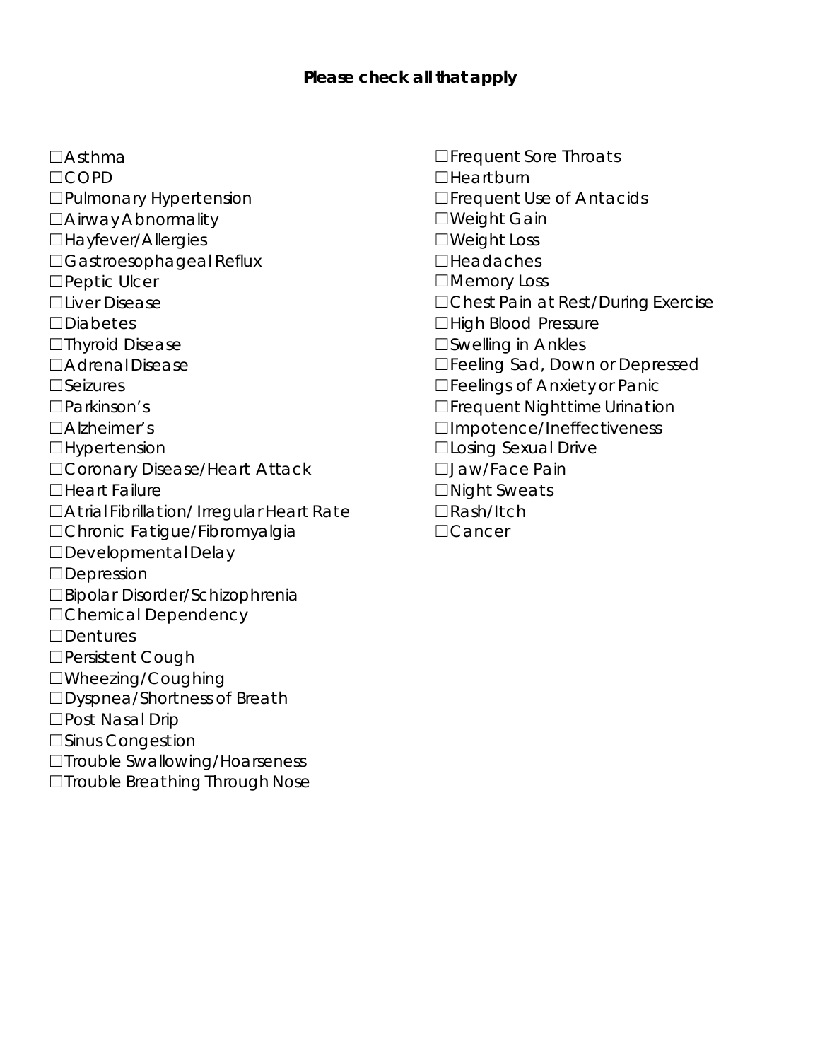**Please check all that apply**

☐Asthma
☐COPD
☐Pulmonary Hypertension
☐Airway Abnormality
☐Hayfever/Allergies
☐Gastroesophageal Reflux
☐Peptic Ulcer
☐Liver Disease
☐Diabetes
☐Thyroid Disease
☐Adrenal Disease
☐Seizures
☐Parkinson's
☐Alzheimer's
☐Hypertension
☐Coronary Disease/Heart Attack
☐Heart Failure
☐Atrial Fibrillation/ Irregular Heart Rate
☐Chronic Fatigue/Fibromyalgia
☐Developmental Delay
☐Depression
☐Bipolar Disorder/Schizophrenia
☐Chemical Dependency
☐Dentures
☐Persistent Cough
☐Wheezing/Coughing
☐Dyspnea/Shortness of Breath
☐Post Nasal Drip
☐Sinus Congestion
☐Trouble Swallowing/Hoarseness
☐Trouble Breathing Through Nose
☐Frequent Sore Throats
☐Heartburn
☐Frequent Use of Antacids
☐Weight Gain
☐Weight Loss
☐Headaches
☐Memory Loss
☐Chest Pain at Rest/During Exercise
☐High Blood Pressure
☐Swelling in Ankles
☐Feeling Sad, Down or Depressed
☐Feelings of Anxiety or Panic
☐Frequent Nighttime Urination
☐Impotence/Ineffectiveness
☐Losing Sexual Drive
☐Jaw/Face Pain
☐Night Sweats
☐Rash/Itch
☐Cancer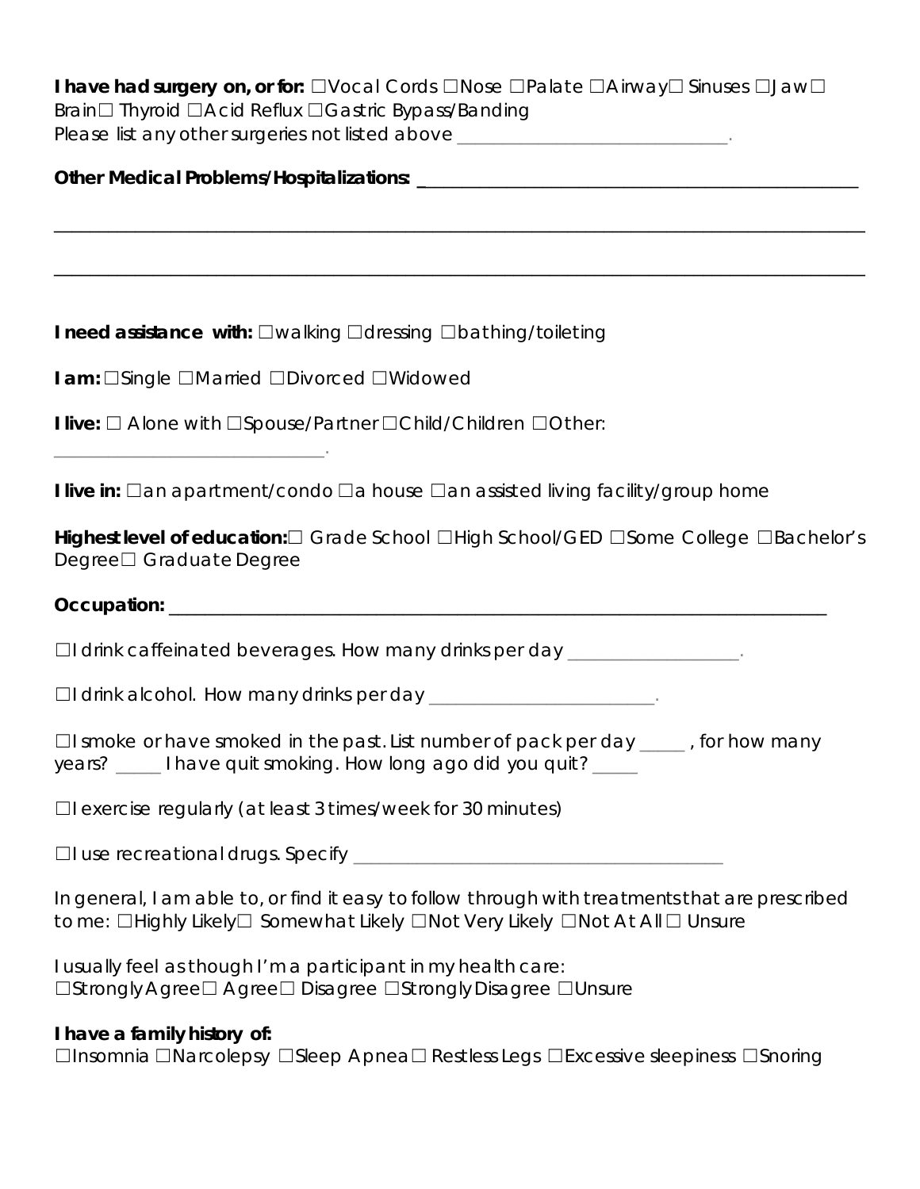**I have had surgery on, or for:** ☐Vocal Cords ☐Nose ☐Palate ☐Airway☐ Sinuses ☐Jaw☐ Brain☐ Thyroid ☐Acid Reflux ☐Gastric Bypass/Banding
Please list any other surgeries not listed above _____________________________.

**Other Medical Problems/Hospitalizations:** _______________________________________________

___________________________________________________________________________________

___________________________________________________________________________________

**I need assistance with:** ☐walking ☐dressing ☐bathing/toileting

**I am:** ☐Single ☐Married ☐Divorced ☐Widowed

**I live:** ☐ Alone with ☐Spouse/Partner ☐Child/Children ☐Other: _____________________________.

**I live in:** ☐an apartment/condo ☐a house ☐an assisted living facility/group home

**Highest level of education:**☐ Grade School ☐High School/GED ☐Some College ☐Bachelor's Degree☐ Graduate Degree

**Occupation:** ___________________________________________________________________________

☐I drink caffeinated beverages. How many drinks per day __________________.

☐I drink alcohol. How many drinks per day ________________________.

☐I smoke or have smoked in the past. List number of pack per day _____ , for how many years? _____ I have quit smoking. How long ago did you quit? _____

☐I exercise regularly (at least 3 times/week for 30 minutes)

☐I use recreational drugs. Specify ________________________________________

In general, I am able to, or find it easy to follow through with treatments that are prescribed to me: ☐Highly Likely☐ Somewhat Likely ☐Not Very Likely ☐Not At All ☐ Unsure

I usually feel as though I'm a participant in my health care:
☐Strongly Agree☐ Agree☐ Disagree ☐Strongly Disagree ☐Unsure

**I have a family history of:**
☐Insomnia ☐Narcolepsy ☐Sleep Apnea☐ Restless Legs ☐Excessive sleepiness ☐Snoring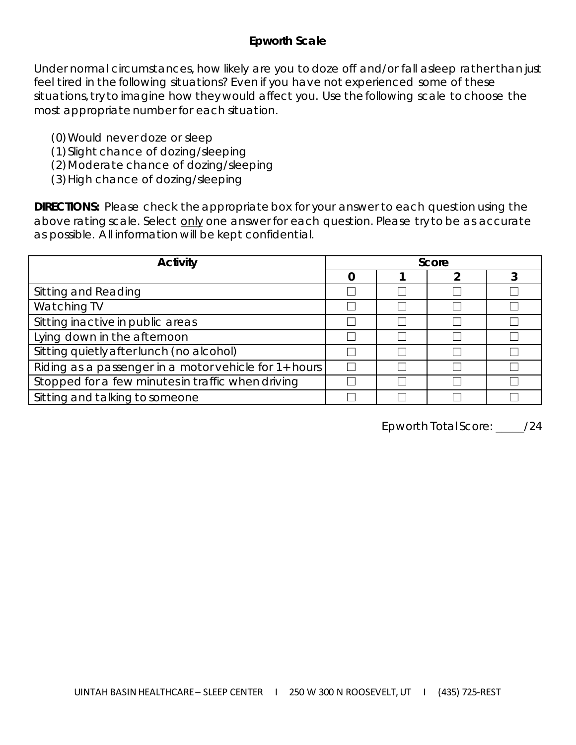## Epworth Scale

Under normal circumstances, how likely are you to doze off and/or fall asleep rather than just feel tired in the following situations? Even if you have not experienced some of these situations, try to imagine how they would affect you. Use the following scale to choose the most appropriate number for each situation.

(0) Would never doze or sleep
(1) Slight chance of dozing/sleeping
(2) Moderate chance of dozing/sleeping
(3) High chance of dozing/sleeping

**DIRECTIONS:** Please check the appropriate box for your answer to each question using the above rating scale. Select only one answer for each question. Please try to be as accurate as possible. All information will be kept confidential.

| Activity | Score | | | |
|---|---|---|---|---|
| | 0 | 1 | 2 | 3 |
| Sitting and Reading | ☐ | ☐ | ☐ | ☐ |
| Watching TV | ☐ | ☐ | ☐ | ☐ |
| Sitting inactive in public areas | ☐ | ☐ | ☐ | ☐ |
| Lying down in the afternoon | ☐ | ☐ | ☐ | ☐ |
| Sitting quietly after lunch (no alcohol) | ☐ | ☐ | ☐ | ☐ |
| Riding as a passenger in a motor vehicle for 1+ hours | ☐ | ☐ | ☐ | ☐ |
| Stopped for a few minutes in traffic when driving | ☐ | ☐ | ☐ | ☐ |
| Sitting and talking to someone | ☐ | ☐ | ☐ | ☐ |

Epworth Total Score: _____/24

UINTAH BASIN HEALTHCARE – SLEEP CENTER | 250 W 300 N ROOSEVELT, UT | (435) 725-REST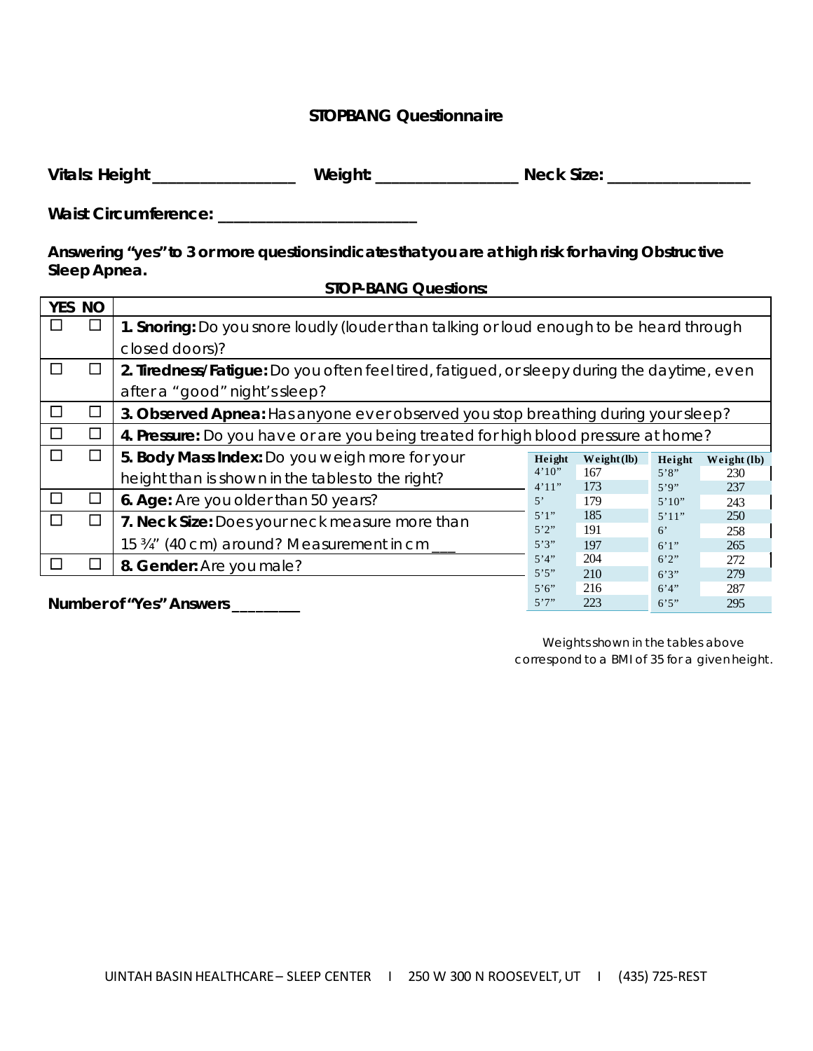# STOPBANG Questionnaire

**Vitals: Height _________________ Weight: _________________ Neck Size: _________________**

**Waist Circumference: ________________________**

**Answering "yes" to 3 or more questions indicates that you are at high risk for having Obstructive Sleep Apnea.**

**STOP-BANG Questions:**

| YES | NO | |
|---|---|---|
| ☐ | ☐ | **1. Snoring:** Do you snore loudly (louder than talking or loud enough to be heard through closed doors)? |
| ☐ | ☐ | **2. Tiredness/Fatigue:** Do you often feel tired, fatigued, or sleepy during the daytime, even after a "good" night's sleep? |
| ☐ | ☐ | **3. Observed Apnea:** Has anyone ever observed you stop breathing during your sleep? |
| ☐ | ☐ | **4. Pressure:** Do you have or are you being treated for high blood pressure at home? |
| ☐ | ☐ | **5. Body Mass Index:** Do you weigh more for your height than is shown in the tables to the right? |
| ☐ | ☐ | **6. Age:** Are you older than 50 years? |
| ☐ | ☐ | **7. Neck Size:** Does your neck measure more than 15 ¾" (40 cm) around? Measurement in cm ___ |
| ☐ | ☐ | **8. Gender:** Are you male? |

| Height | Weight (lb) | Height | Weight (lb) |
|---|---|---|---|
| 4'10" | 167 | 5'8" | 230 |
| 4'11" | 173 | 5'9" | 237 |
| 5' | 179 | 5'10" | 243 |
| 5'1" | 185 | 5'11" | 250 |
| 5'2" | 191 | 6' | 258 |
| 5'3" | 197 | 6'1" | 265 |
| 5'4" | 204 | 6'2" | 272 |
| 5'5" | 210 | 6'3" | 279 |
| 5'6" | 216 | 6'4" | 287 |
| 5'7" | 223 | 6'5" | 295 |

Weights shown in the tables above correspond to a BMI of 35 for a given height.

**Number of "Yes" Answers ________**

UINTAH BASIN HEALTHCARE – SLEEP CENTER | 250 W 300 N ROOSEVELT, UT | (435) 725-REST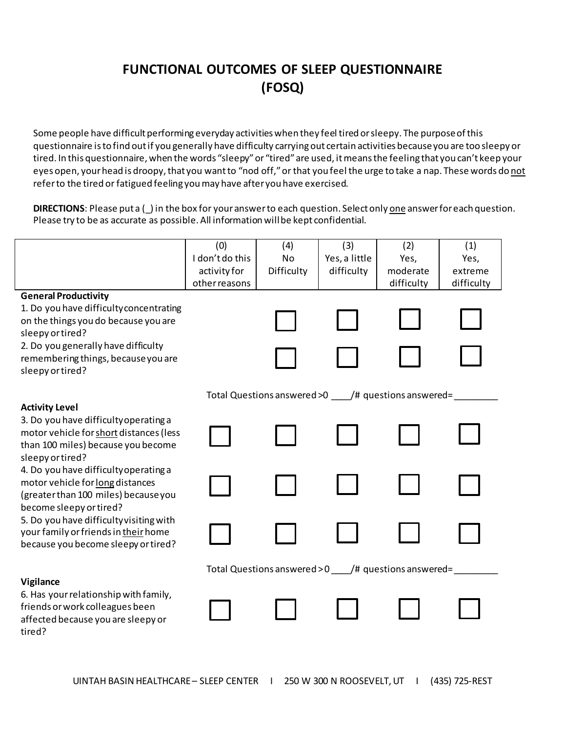# FUNCTIONAL OUTCOMES OF SLEEP QUESTIONNAIRE (FOSQ)

Some people have difficult performing everyday activities when they feel tired or sleepy. The purpose of this questionnaire is to find out if you generally have difficulty carrying out certain activities because you are too sleepy or tired. In this questionnaire, when the words "sleepy" or "tired" are used, it means the feeling that you can't keep your eyes open, your head is droopy, that you want to "nod off," or that you feel the urge to take a nap. These words do not refer to the tired or fatigued feeling you may have after you have exercised.

**DIRECTIONS**: Please put a (_) in the box for your answer to each question. Select only one answer for each question. Please try to be as accurate as possible. All information will be kept confidential.

| | (0) I don't do this activity for other reasons | (4) No Difficulty | (3) Yes, a little difficulty | (2) Yes, moderate difficulty | (1) Yes, extreme difficulty |
|---|---|---|---|---|---|
| **General Productivity** | | | | | |
| 1. Do you have difficulty concentrating on the things you do because you are sleepy or tired? | | ☐ | ☐ | ☐ | ☐ |
| 2. Do you generally have difficulty remembering things, because you are sleepy or tired? | | ☐ | ☐ | ☐ | ☐ |
| | Total Questions answered >0 ____/# questions answered= _________ | | | | |
| **Activity Level** | | | | | |
| 3. Do you have difficulty operating a motor vehicle for short distances (less than 100 miles) because you become sleepy or tired? | ☐ | ☐ | ☐ | ☐ | ☐ |
| 4. Do you have difficulty operating a motor vehicle for long distances (greater than 100 miles) because you become sleepy or tired? | ☐ | ☐ | ☐ | ☐ | ☐ |
| 5. Do you have difficulty visiting with your family or friends in their home because you become sleepy or tired? | ☐ | ☐ | ☐ | ☐ | ☐ |
| | Total Questions answered >0 ____/# questions answered= _________ | | | | |
| **Vigilance** | | | | | |
| 6. Has your relationship with family, friends or work colleagues been affected because you are sleepy or tired? | ☐ | ☐ | ☐ | ☐ | ☐ |

UINTAH BASIN HEALTHCARE – SLEEP CENTER I 250 W 300 N ROOSEVELT, UT I (435) 725-REST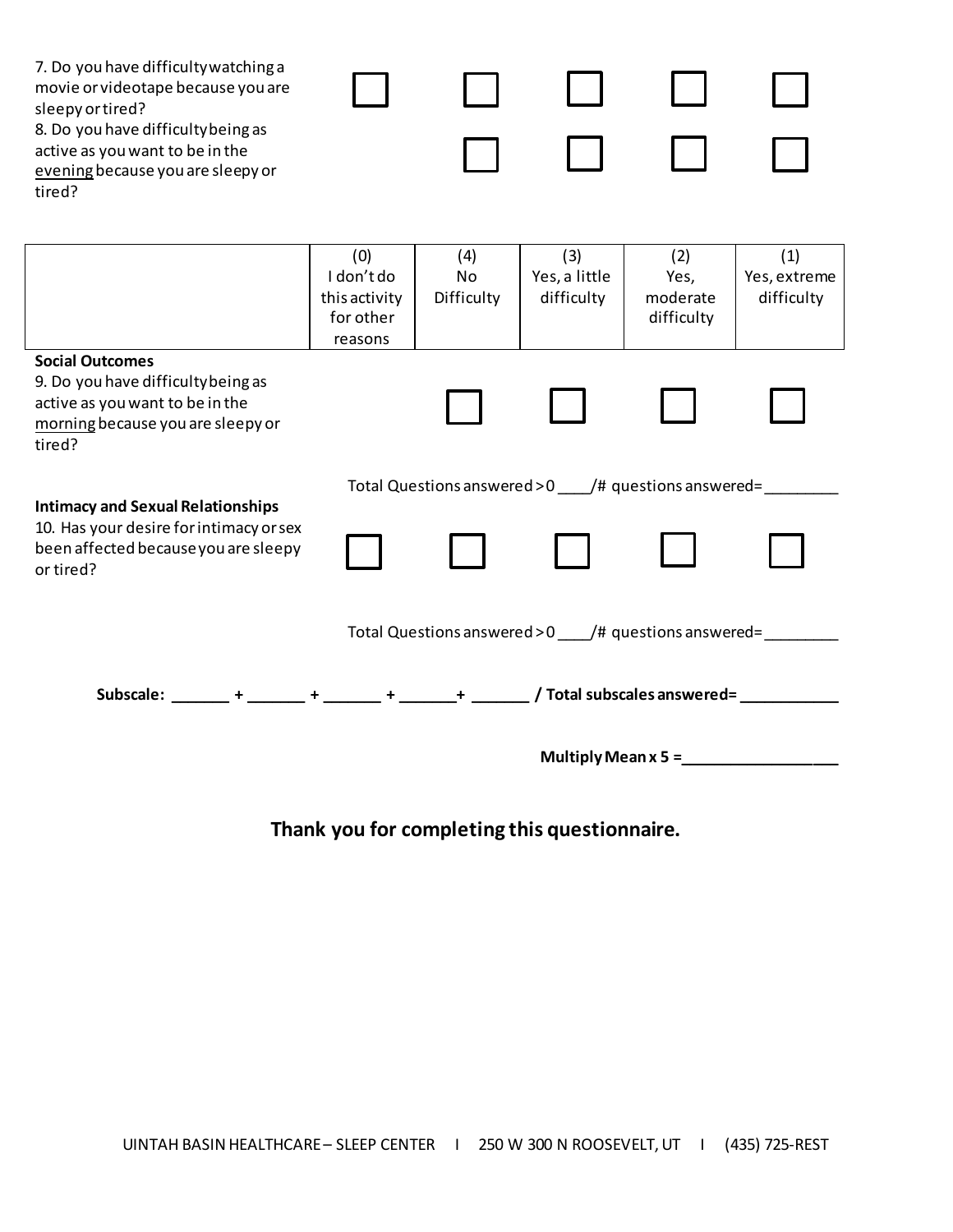| | | | | | |
|---|---|---|---|---|---|
| 7. Do you have difficulty watching a movie or videotape because you are sleepy or tired? | ☐ | ☐ | ☐ | ☐ | ☐ |
| 8. Do you have difficulty being as active as you want to be in the <u>evening</u> because you are sleepy or tired? | | ☐ | ☐ | ☐ | ☐ |

| | (0) I don't do this activity for other reasons | (4) No Difficulty | (3) Yes, a little difficulty | (2) Yes, moderate difficulty | (1) Yes, extreme difficulty |
|---|---|---|---|---|---|
| **Social Outcomes** | | | | | |
| 9. Do you have difficulty being as active as you want to be in the <u>morning</u> because you are sleepy or tired? | | ☐ | ☐ | ☐ | ☐ |

Total Questions answered >0 \_\_\_\_/# questions answered= \_\_\_\_\_\_\_\_\_

| | | | | | |
|---|---|---|---|---|---|
| **Intimacy and Sexual Relationships** | | | | | |
| 10. Has your desire for intimacy or sex been affected because you are sleepy or tired? | ☐ | ☐ | ☐ | ☐ | ☐ |

Total Questions answered >0 \_\_\_\_/# questions answered= \_\_\_\_\_\_\_\_\_

**Subscale: \_\_\_\_\_\_\_ + \_\_\_\_\_\_\_ + \_\_\_\_\_\_\_ + \_\_\_\_\_\_\_+ \_\_\_\_\_\_\_ / Total subscales answered= \_\_\_\_\_\_\_\_\_\_\_\_**

**Multiply Mean x 5 =\_\_\_\_\_\_\_\_\_\_\_\_\_\_\_\_\_\_**

**Thank you for completing this questionnaire.**

UINTAH BASIN HEALTHCARE – SLEEP CENTER I 250 W 300 N ROOSEVELT, UT I (435) 725-REST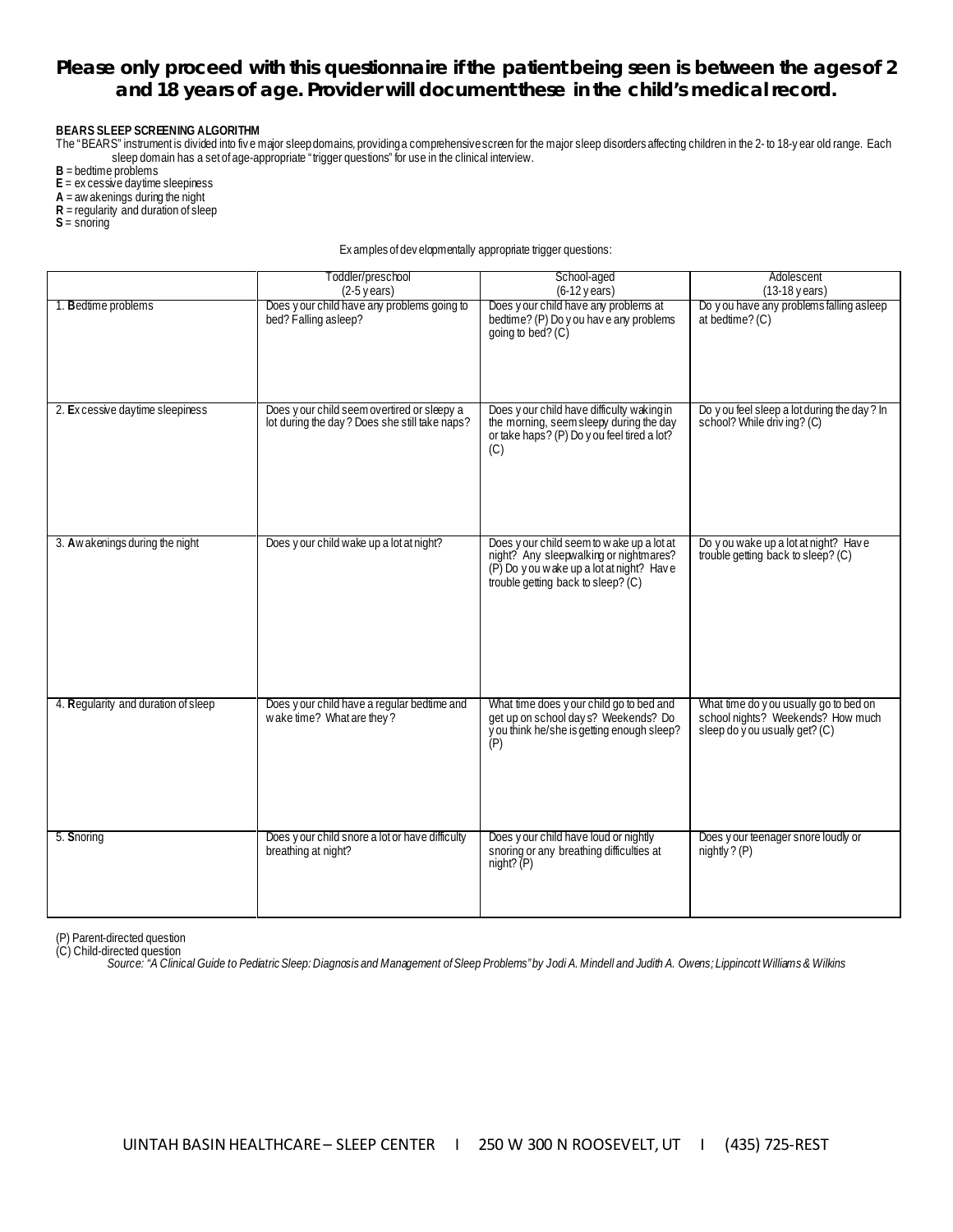**Please only proceed with this questionnaire if the patient being seen is between the ages of 2 and 18 years of age. Provider will document these in the child's medical record.**

**BEARS SLEEP SCREENING ALGORITHM**

The "BEARS" instrument is divided into five major sleep domains, providing a comprehensive screen for the major sleep disorders affecting children in the 2- to 18-year old range. Each sleep domain has a set of age-appropriate "trigger questions" for use in the clinical interview.

**B** = bedtime problems
**E** = excessive daytime sleepiness
**A** = awakenings during the night
**R** = regularity and duration of sleep
**S** = snoring

Examples of developmentally appropriate trigger questions:

| | Toddler/preschool (2-5 years) | School-aged (6-12 years) | Adolescent (13-18 years) |
|---|---|---|---|
| 1. **B**edtime problems | Does your child have any problems going to bed? Falling asleep? | Does your child have any problems at bedtime? (P) Do you have any problems going to bed? (C) | Do you have any problems falling asleep at bedtime? (C) |
| 2. **E**xcessive daytime sleepiness | Does your child seem overtired or sleepy a lot during the day? Does she still take naps? | Does your child have difficulty waking in the morning, seem sleepy during the day or take naps? (P) Do you feel tired a lot? (C) | Do you feel sleep a lot during the day? In school? While driving? (C) |
| 3. **A**wakenings during the night | Does your child wake up a lot at night? | Does your child seem to wake up a lot at night? Any sleepwalking or nightmares? (P) Do you wake up a lot at night? Have trouble getting back to sleep? (C) | Do you wake up a lot at night? Have trouble getting back to sleep? (C) |
| 4. **R**egularity and duration of sleep | Does your child have a regular bedtime and wake time? What are they? | What time does your child go to bed and get up on school days? Weekends? Do you think he/she is getting enough sleep? (P) | What time do you usually go to bed on school nights? Weekends? How much sleep do you usually get? (C) |
| 5. **S**noring | Does your child snore a lot or have difficulty breathing at night? | Does your child have loud or nightly snoring or any breathing difficulties at night? (P) | Does your teenager snore loudly or nightly? (P) |

(P) Parent-directed question
(C) Child-directed question

*Source: "A Clinical Guide to Pediatric Sleep: Diagnosis and Management of Sleep Problems" by Jodi A. Mindell and Judith A. Owens; Lippincott Williams & Wilkins*

UINTAH BASIN HEALTHCARE – SLEEP CENTER I 250 W 300 N ROOSEVELT, UT I (435) 725-REST